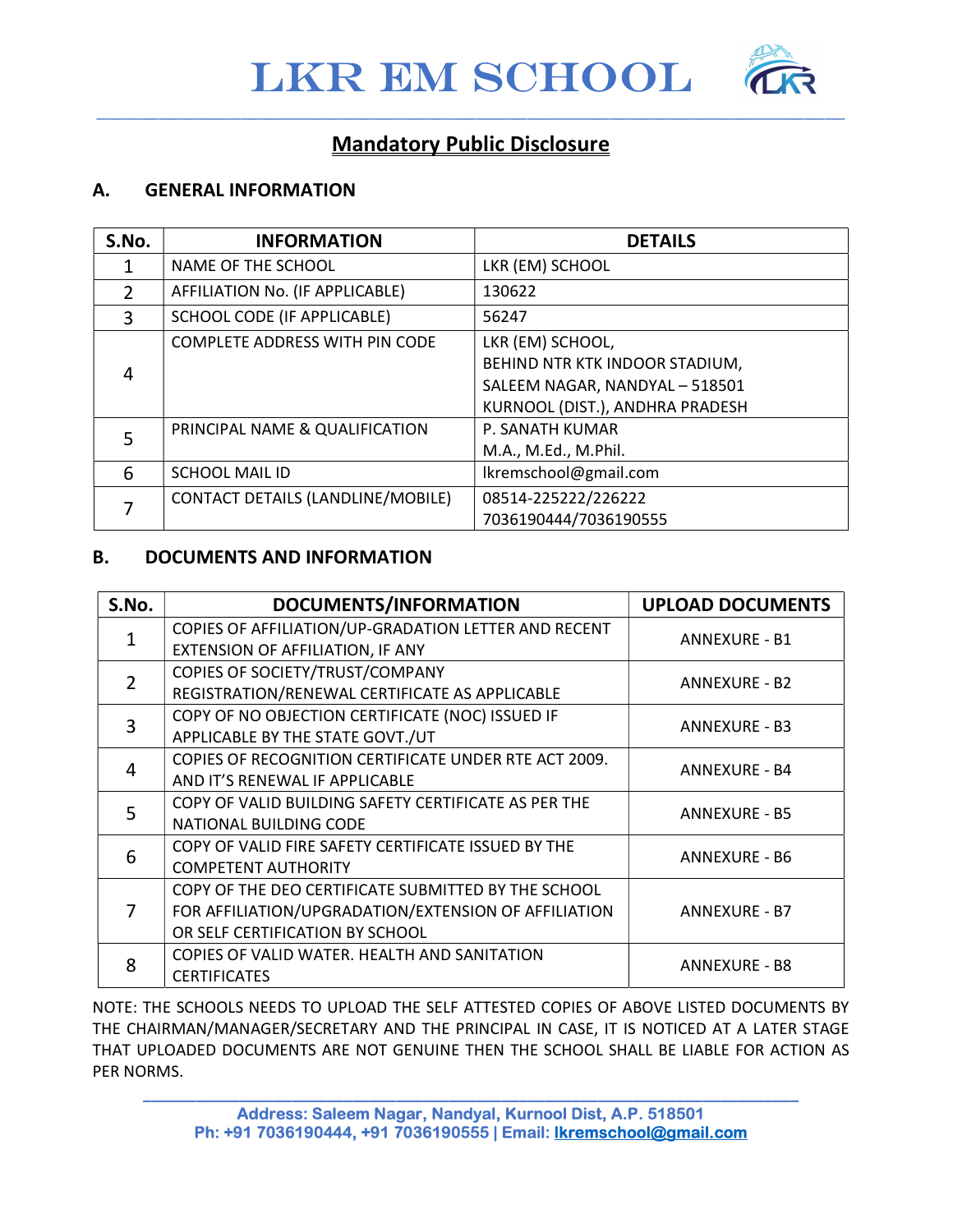# LKR EM SCHOOL

## Mandatory Public Disclosure

### A. GENERAL INFORMATION

| S.No. | INFORMATION | DETAILS |
|---|---|---|
| 1 | NAME OF THE SCHOOL | LKR (EM) SCHOOL |
| 2 | AFFILIATION No. (IF APPLICABLE) | 130622 |
| 3 | SCHOOL CODE (IF APPLICABLE) | 56247 |
| 4 | COMPLETE ADDRESS WITH PIN CODE | LKR (EM) SCHOOL, BEHIND NTR KTK INDOOR STADIUM, SALEEM NAGAR, NANDYAL – 518501 KURNOOL (DIST.), ANDHRA PRADESH |
| 5 | PRINCIPAL NAME & QUALIFICATION | P. SANATH KUMAR M.A., M.Ed., M.Phil. |
| 6 | SCHOOL MAIL ID | lkremschool@gmail.com |
| 7 | CONTACT DETAILS (LANDLINE/MOBILE) | 08514-225222/226222 7036190444/7036190555 |

### B. DOCUMENTS AND INFORMATION

| S.No. | DOCUMENTS/INFORMATION | UPLOAD DOCUMENTS |
|---|---|---|
| 1 | COPIES OF AFFILIATION/UP-GRADATION LETTER AND RECENT EXTENSION OF AFFILIATION, IF ANY | ANNEXURE - B1 |
| 2 | COPIES OF SOCIETY/TRUST/COMPANY REGISTRATION/RENEWAL CERTIFICATE AS APPLICABLE | ANNEXURE - B2 |
| 3 | COPY OF NO OBJECTION CERTIFICATE (NOC) ISSUED IF APPLICABLE BY THE STATE GOVT./UT | ANNEXURE - B3 |
| 4 | COPIES OF RECOGNITION CERTIFICATE UNDER RTE ACT 2009. AND IT'S RENEWAL IF APPLICABLE | ANNEXURE - B4 |
| 5 | COPY OF VALID BUILDING SAFETY CERTIFICATE AS PER THE NATIONAL BUILDING CODE | ANNEXURE - B5 |
| 6 | COPY OF VALID FIRE SAFETY CERTIFICATE ISSUED BY THE COMPETENT AUTHORITY | ANNEXURE - B6 |
| 7 | COPY OF THE DEO CERTIFICATE SUBMITTED BY THE SCHOOL FOR AFFILIATION/UPGRADATION/EXTENSION OF AFFILIATION OR SELF CERTIFICATION BY SCHOOL | ANNEXURE - B7 |
| 8 | COPIES OF VALID WATER. HEALTH AND SANITATION CERTIFICATES | ANNEXURE - B8 |

NOTE: THE SCHOOLS NEEDS TO UPLOAD THE SELF ATTESTED COPIES OF ABOVE LISTED DOCUMENTS BY THE CHAIRMAN/MANAGER/SECRETARY AND THE PRINCIPAL IN CASE, IT IS NOTICED AT A LATER STAGE THAT UPLOADED DOCUMENTS ARE NOT GENUINE THEN THE SCHOOL SHALL BE LIABLE FOR ACTION AS PER NORMS.

**Address: Saleem Nagar, Nandyal, Kurnool Dist, A.P. 518501**
**Ph: +91 7036190444, +91 7036190555 | Email: lkremschool@gmail.com**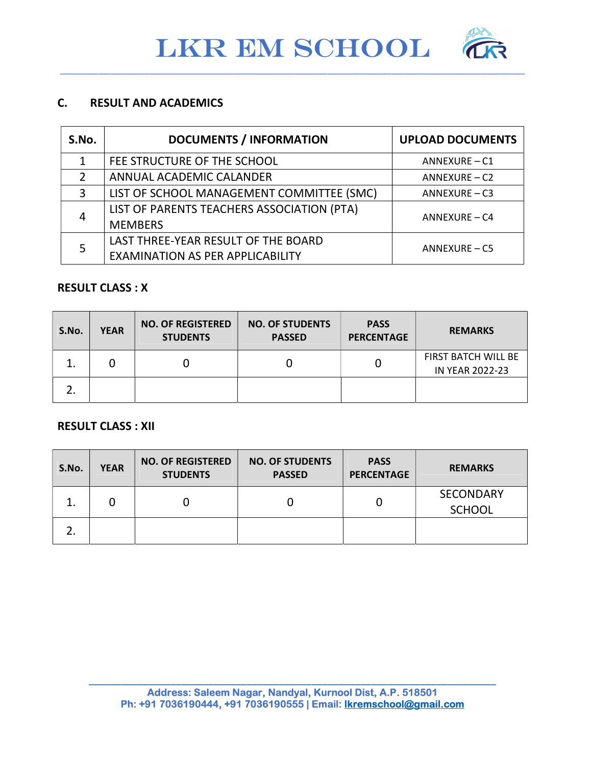# LKR EM SCHOOL

## C. RESULT AND ACADEMICS

| S.No. | DOCUMENTS / INFORMATION | UPLOAD DOCUMENTS |
|---|---|---|
| 1 | FEE STRUCTURE OF THE SCHOOL | ANNEXURE – C1 |
| 2 | ANNUAL ACADEMIC CALANDER | ANNEXURE – C2 |
| 3 | LIST OF SCHOOL MANAGEMENT COMMITTEE (SMC) | ANNEXURE – C3 |
| 4 | LIST OF PARENTS TEACHERS ASSOCIATION (PTA) MEMBERS | ANNEXURE – C4 |
| 5 | LAST THREE-YEAR RESULT OF THE BOARD EXAMINATION AS PER APPLICABILITY | ANNEXURE – C5 |

**RESULT CLASS : X**

| S.No. | YEAR | NO. OF REGISTERED STUDENTS | NO. OF STUDENTS PASSED | PASS PERCENTAGE | REMARKS |
|---|---|---|---|---|---|
| 1. | 0 | 0 | 0 | 0 | FIRST BATCH WILL BE IN YEAR 2022-23 |
| 2. | | | | | |

**RESULT CLASS : XII**

| S.No. | YEAR | NO. OF REGISTERED STUDENTS | NO. OF STUDENTS PASSED | PASS PERCENTAGE | REMARKS |
|---|---|---|---|---|---|
| 1. | 0 | 0 | 0 | 0 | SECONDARY SCHOOL |
| 2. | | | | | |

Address: Saleem Nagar, Nandyal, Kurnool Dist, A.P. 518501
Ph: +91 7036190444, +91 7036190555 | Email: lkremschool@gmail.com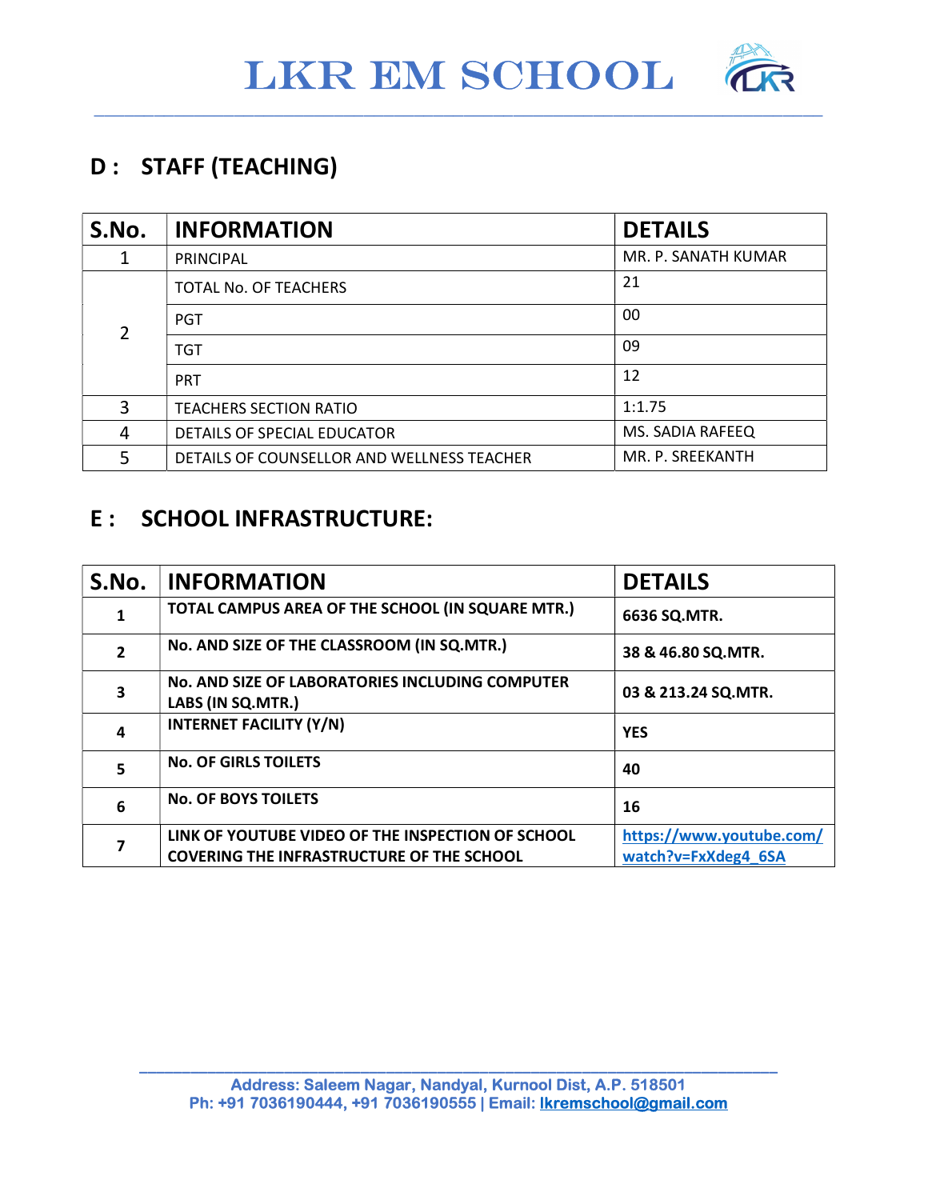# LKR EM SCHOOL

## D : STAFF (TEACHING)

| S.No. | INFORMATION | DETAILS |
|---|---|---|
| 1 | PRINCIPAL | MR. P. SANATH KUMAR |
| 2 | TOTAL No. OF TEACHERS | 21 |
| | PGT | 00 |
| | TGT | 09 |
| | PRT | 12 |
| 3 | TEACHERS SECTION RATIO | 1:1.75 |
| 4 | DETAILS OF SPECIAL EDUCATOR | MS. SADIA RAFEEQ |
| 5 | DETAILS OF COUNSELLOR AND WELLNESS TEACHER | MR. P. SREEKANTH |

## E : SCHOOL INFRASTRUCTURE:

| S.No. | INFORMATION | DETAILS |
|---|---|---|
| 1 | **TOTAL CAMPUS AREA OF THE SCHOOL (IN SQUARE MTR.)** | **6636 SQ.MTR.** |
| 2 | **No. AND SIZE OF THE CLASSROOM (IN SQ.MTR.)** | **38 & 46.80 SQ.MTR.** |
| 3 | **No. AND SIZE OF LABORATORIES INCLUDING COMPUTER LABS (IN SQ.MTR.)** | **03 & 213.24 SQ.MTR.** |
| 4 | **INTERNET FACILITY (Y/N)** | **YES** |
| 5 | **No. OF GIRLS TOILETS** | **40** |
| 6 | **No. OF BOYS TOILETS** | **16** |
| 7 | **LINK OF YOUTUBE VIDEO OF THE INSPECTION OF SCHOOL COVERING THE INFRASTRUCTURE OF THE SCHOOL** | https://www.youtube.com/watch?v=FxXdeg4_6SA |

Address: Saleem Nagar, Nandyal, Kurnool Dist, A.P. 518501
Ph: +91 7036190444, +91 7036190555 | Email: lkremschool@gmail.com